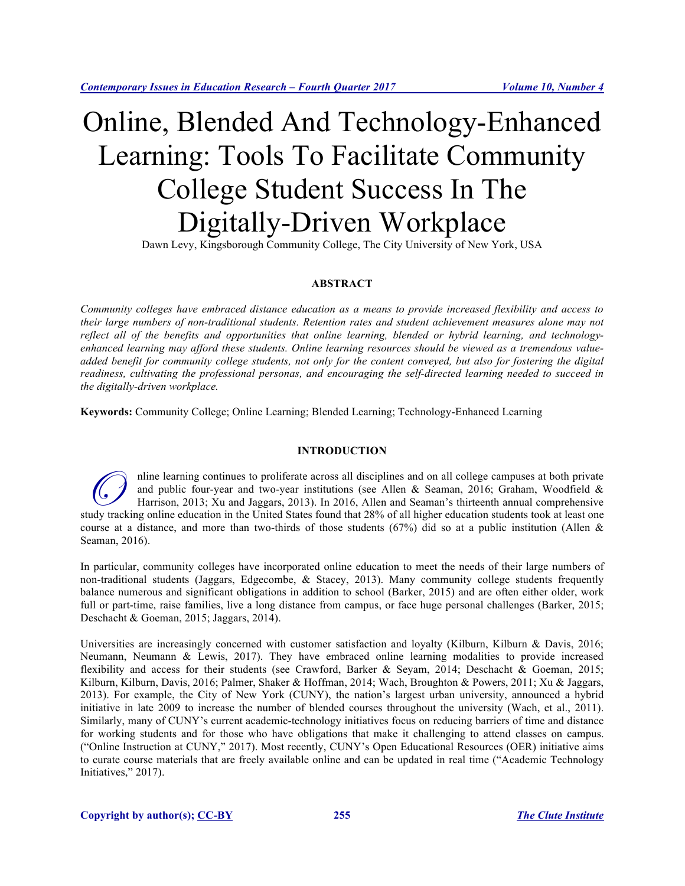# Online, Blended And Technology-Enhanced Learning: Tools To Facilitate Community College Student Success In The Digitally-Driven Workplace

Dawn Levy, Kingsborough Community College, The City University of New York, USA

## ABSTRACT

*Community colleges have embraced distance education as a means to provide increased flexibility and access to their large numbers of non-traditional students. Retention rates and student achievement measures alone may not reflect all of the benefits and opportunities that online learning, blended or hybrid learning, and technology-enhanced learning may afford these students. Online learning resources should be viewed as a tremendous value-added benefit for community college students, not only for the content conveyed, but also for fostering the digital readiness, cultivating the professional personas, and encouraging the self-directed learning needed to succeed in the digitally-driven workplace.*

**Keywords:** Community College; Online Learning; Blended Learning; Technology-Enhanced Learning

## INTRODUCTION

Online learning continues to proliferate across all disciplines and on all college campuses at both private and public four-year and two-year institutions (see Allen & Seaman, 2016; Graham, Woodfield & Harrison, 2013; Xu and Jaggars, 2013). In 2016, Allen and Seaman's thirteenth annual comprehensive study tracking online education in the United States found that 28% of all higher education students took at least one course at a distance, and more than two-thirds of those students (67%) did so at a public institution (Allen & Seaman, 2016).

In particular, community colleges have incorporated online education to meet the needs of their large numbers of non-traditional students (Jaggars, Edgecombe, & Stacey, 2013). Many community college students frequently balance numerous and significant obligations in addition to school (Barker, 2015) and are often either older, work full or part-time, raise families, live a long distance from campus, or face huge personal challenges (Barker, 2015; Deschacht & Goeman, 2015; Jaggars, 2014).

Universities are increasingly concerned with customer satisfaction and loyalty (Kilburn, Kilburn & Davis, 2016; Neumann, Neumann & Lewis, 2017). They have embraced online learning modalities to provide increased flexibility and access for their students (see Crawford, Barker & Seyam, 2014; Deschacht & Goeman, 2015; Kilburn, Kilburn, Davis, 2016; Palmer, Shaker & Hoffman, 2014; Wach, Broughton & Powers, 2011; Xu & Jaggars, 2013). For example, the City of New York (CUNY), the nation's largest urban university, announced a hybrid initiative in late 2009 to increase the number of blended courses throughout the university (Wach, et al., 2011). Similarly, many of CUNY's current academic-technology initiatives focus on reducing barriers of time and distance for working students and for those who have obligations that make it challenging to attend classes on campus. ("Online Instruction at CUNY," 2017). Most recently, CUNY's Open Educational Resources (OER) initiative aims to curate course materials that are freely available online and can be updated in real time ("Academic Technology Initiatives," 2017).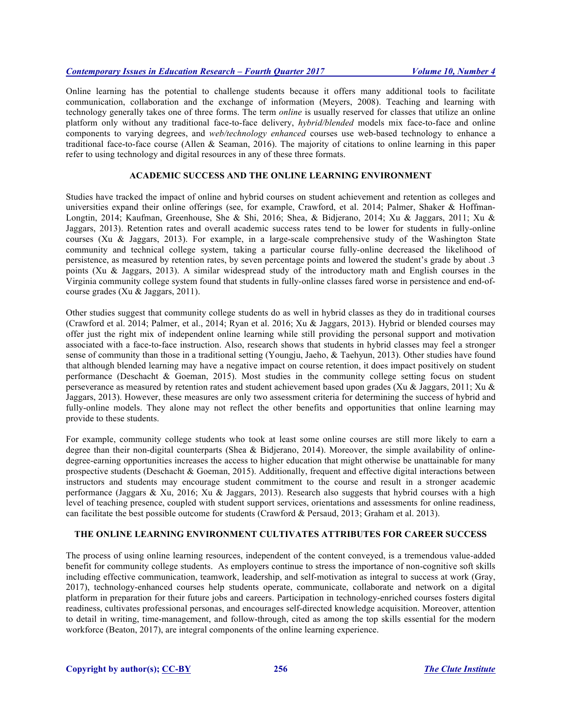Online learning has the potential to challenge students because it offers many additional tools to facilitate communication, collaboration and the exchange of information (Meyers, 2008). Teaching and learning with technology generally takes one of three forms. The term *online* is usually reserved for classes that utilize an online platform only without any traditional face-to-face delivery, *hybrid/blended* models mix face-to-face and online components to varying degrees, and *web/technology enhanced* courses use web-based technology to enhance a traditional face-to-face course (Allen & Seaman, 2016). The majority of citations to online learning in this paper refer to using technology and digital resources in any of these three formats.

## ACADEMIC SUCCESS AND THE ONLINE LEARNING ENVIRONMENT

Studies have tracked the impact of online and hybrid courses on student achievement and retention as colleges and universities expand their online offerings (see, for example, Crawford, et al. 2014; Palmer, Shaker & Hoffman-Longtin, 2014; Kaufman, Greenhouse, She & Shi, 2016; Shea, & Bidjerano, 2014; Xu & Jaggars, 2011; Xu & Jaggars, 2013). Retention rates and overall academic success rates tend to be lower for students in fully-online courses (Xu & Jaggars, 2013). For example, in a large-scale comprehensive study of the Washington State community and technical college system, taking a particular course fully-online decreased the likelihood of persistence, as measured by retention rates, by seven percentage points and lowered the student's grade by about .3 points (Xu & Jaggars, 2013). A similar widespread study of the introductory math and English courses in the Virginia community college system found that students in fully-online classes fared worse in persistence and end-of-course grades (Xu & Jaggars, 2011).

Other studies suggest that community college students do as well in hybrid classes as they do in traditional courses (Crawford et al. 2014; Palmer, et al., 2014; Ryan et al. 2016; Xu & Jaggars, 2013). Hybrid or blended courses may offer just the right mix of independent online learning while still providing the personal support and motivation associated with a face-to-face instruction. Also, research shows that students in hybrid classes may feel a stronger sense of community than those in a traditional setting (Youngju, Jaeho, & Taehyun, 2013). Other studies have found that although blended learning may have a negative impact on course retention, it does impact positively on student performance (Deschacht & Goeman, 2015). Most studies in the community college setting focus on student perseverance as measured by retention rates and student achievement based upon grades (Xu & Jaggars, 2011; Xu & Jaggars, 2013). However, these measures are only two assessment criteria for determining the success of hybrid and fully-online models. They alone may not reflect the other benefits and opportunities that online learning may provide to these students.

For example, community college students who took at least some online courses are still more likely to earn a degree than their non-digital counterparts (Shea & Bidjerano, 2014). Moreover, the simple availability of online-degree-earning opportunities increases the access to higher education that might otherwise be unattainable for many prospective students (Deschacht & Goeman, 2015). Additionally, frequent and effective digital interactions between instructors and students may encourage student commitment to the course and result in a stronger academic performance (Jaggars & Xu, 2016; Xu & Jaggars, 2013). Research also suggests that hybrid courses with a high level of teaching presence, coupled with student support services, orientations and assessments for online readiness, can facilitate the best possible outcome for students (Crawford & Persaud, 2013; Graham et al. 2013).

## THE ONLINE LEARNING ENVIRONMENT CULTIVATES ATTRIBUTES FOR CAREER SUCCESS

The process of using online learning resources, independent of the content conveyed, is a tremendous value-added benefit for community college students. As employers continue to stress the importance of non-cognitive soft skills including effective communication, teamwork, leadership, and self-motivation as integral to success at work (Gray, 2017), technology-enhanced courses help students operate, communicate, collaborate and network on a digital platform in preparation for their future jobs and careers. Participation in technology-enriched courses fosters digital readiness, cultivates professional personas, and encourages self-directed knowledge acquisition. Moreover, attention to detail in writing, time-management, and follow-through, cited as among the top skills essential for the modern workforce (Beaton, 2017), are integral components of the online learning experience.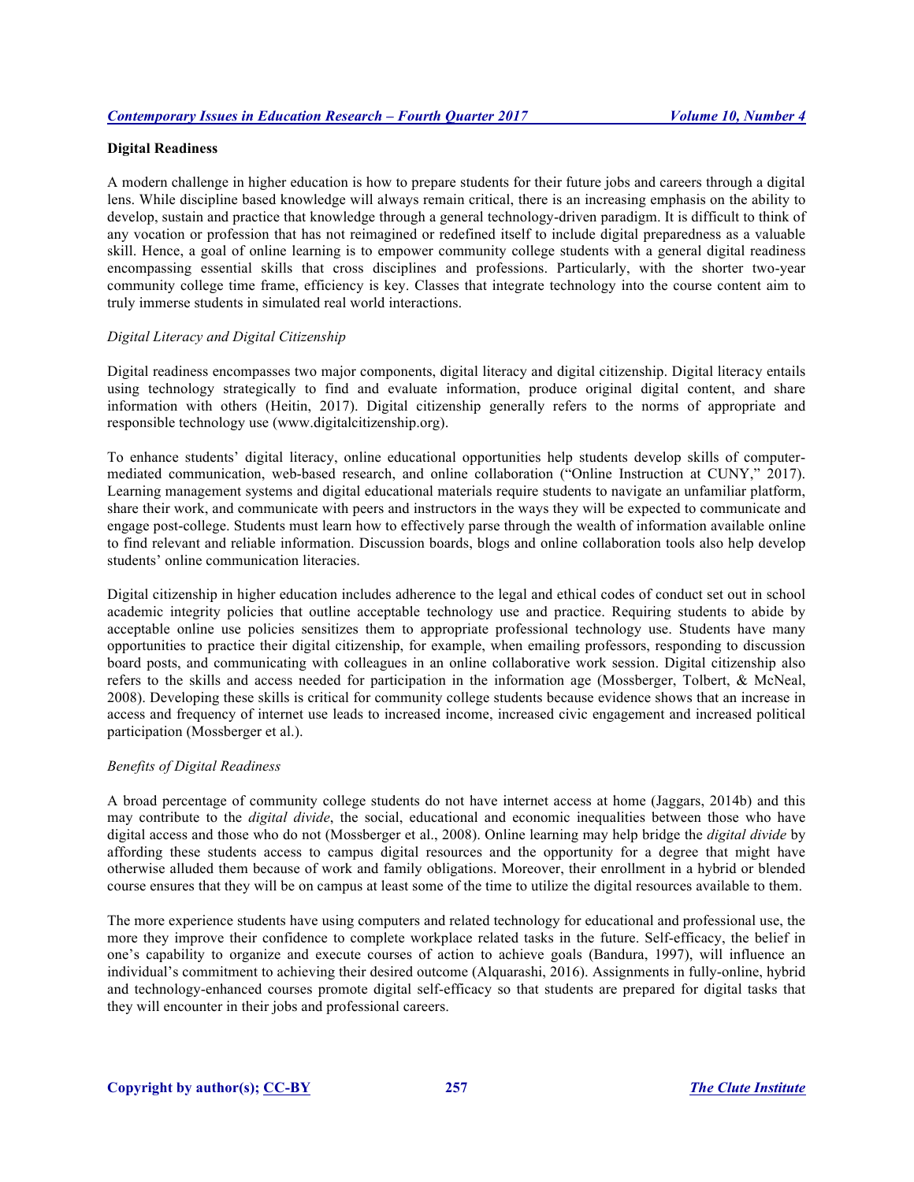**Digital Readiness**

A modern challenge in higher education is how to prepare students for their future jobs and careers through a digital lens. While discipline based knowledge will always remain critical, there is an increasing emphasis on the ability to develop, sustain and practice that knowledge through a general technology-driven paradigm. It is difficult to think of any vocation or profession that has not reimagined or redefined itself to include digital preparedness as a valuable skill. Hence, a goal of online learning is to empower community college students with a general digital readiness encompassing essential skills that cross disciplines and professions. Particularly, with the shorter two-year community college time frame, efficiency is key. Classes that integrate technology into the course content aim to truly immerse students in simulated real world interactions.

*Digital Literacy and Digital Citizenship*

Digital readiness encompasses two major components, digital literacy and digital citizenship. Digital literacy entails using technology strategically to find and evaluate information, produce original digital content, and share information with others (Heitin, 2017). Digital citizenship generally refers to the norms of appropriate and responsible technology use (www.digitalcitizenship.org).

To enhance students' digital literacy, online educational opportunities help students develop skills of computer-mediated communication, web-based research, and online collaboration ("Online Instruction at CUNY," 2017). Learning management systems and digital educational materials require students to navigate an unfamiliar platform, share their work, and communicate with peers and instructors in the ways they will be expected to communicate and engage post-college. Students must learn how to effectively parse through the wealth of information available online to find relevant and reliable information. Discussion boards, blogs and online collaboration tools also help develop students' online communication literacies.

Digital citizenship in higher education includes adherence to the legal and ethical codes of conduct set out in school academic integrity policies that outline acceptable technology use and practice. Requiring students to abide by acceptable online use policies sensitizes them to appropriate professional technology use. Students have many opportunities to practice their digital citizenship, for example, when emailing professors, responding to discussion board posts, and communicating with colleagues in an online collaborative work session. Digital citizenship also refers to the skills and access needed for participation in the information age (Mossberger, Tolbert, & McNeal, 2008). Developing these skills is critical for community college students because evidence shows that an increase in access and frequency of internet use leads to increased income, increased civic engagement and increased political participation (Mossberger et al.).

*Benefits of Digital Readiness*

A broad percentage of community college students do not have internet access at home (Jaggars, 2014b) and this may contribute to the *digital divide*, the social, educational and economic inequalities between those who have digital access and those who do not (Mossberger et al., 2008). Online learning may help bridge the *digital divide* by affording these students access to campus digital resources and the opportunity for a degree that might have otherwise alluded them because of work and family obligations. Moreover, their enrollment in a hybrid or blended course ensures that they will be on campus at least some of the time to utilize the digital resources available to them.

The more experience students have using computers and related technology for educational and professional use, the more they improve their confidence to complete workplace related tasks in the future. Self-efficacy, the belief in one's capability to organize and execute courses of action to achieve goals (Bandura, 1997), will influence an individual's commitment to achieving their desired outcome (Alquarashi, 2016). Assignments in fully-online, hybrid and technology-enhanced courses promote digital self-efficacy so that students are prepared for digital tasks that they will encounter in their jobs and professional careers.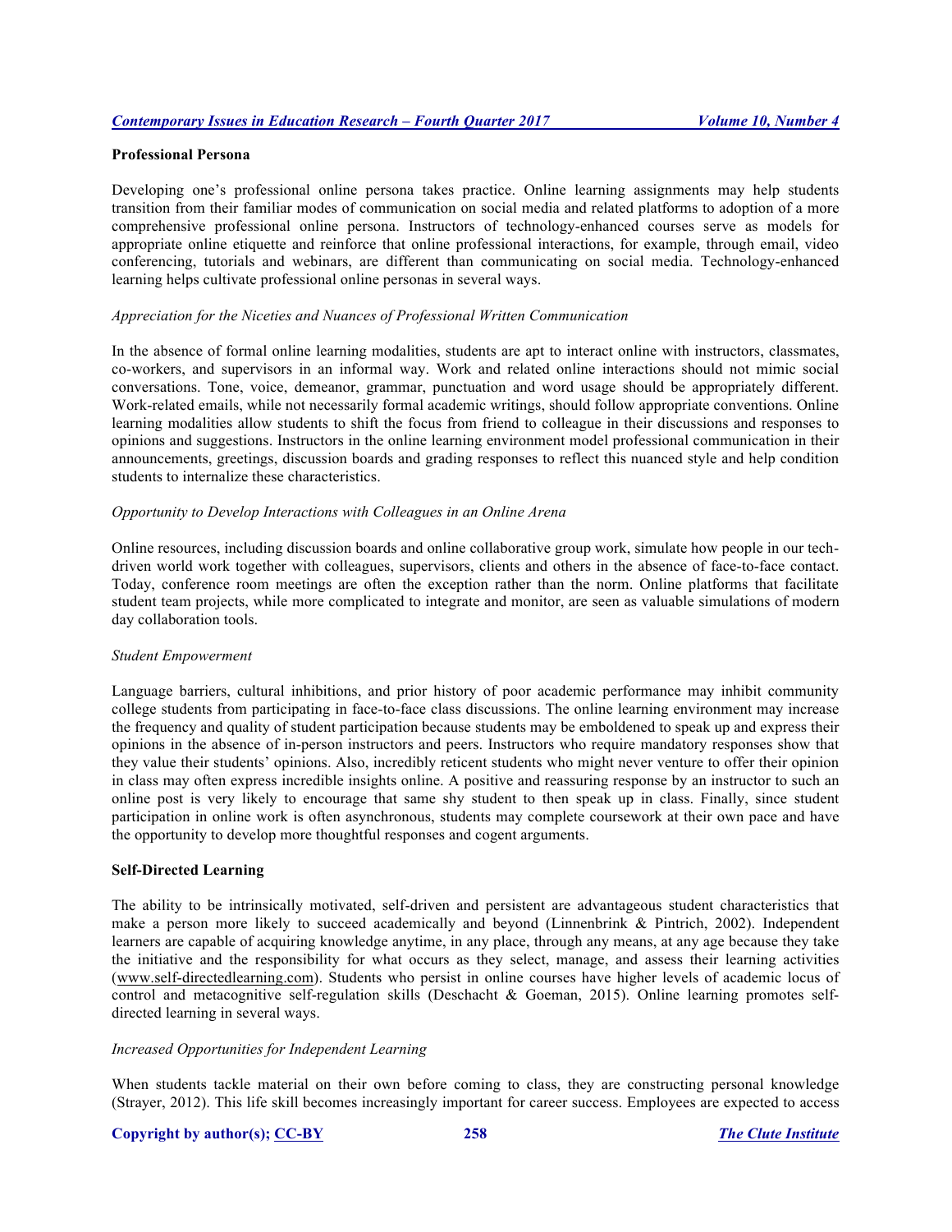## Professional Persona

Developing one's professional online persona takes practice. Online learning assignments may help students transition from their familiar modes of communication on social media and related platforms to adoption of a more comprehensive professional online persona. Instructors of technology-enhanced courses serve as models for appropriate online etiquette and reinforce that online professional interactions, for example, through email, video conferencing, tutorials and webinars, are different than communicating on social media. Technology-enhanced learning helps cultivate professional online personas in several ways.

### *Appreciation for the Niceties and Nuances of Professional Written Communication*

In the absence of formal online learning modalities, students are apt to interact online with instructors, classmates, co-workers, and supervisors in an informal way. Work and related online interactions should not mimic social conversations. Tone, voice, demeanor, grammar, punctuation and word usage should be appropriately different. Work-related emails, while not necessarily formal academic writings, should follow appropriate conventions. Online learning modalities allow students to shift the focus from friend to colleague in their discussions and responses to opinions and suggestions. Instructors in the online learning environment model professional communication in their announcements, greetings, discussion boards and grading responses to reflect this nuanced style and help condition students to internalize these characteristics.

### *Opportunity to Develop Interactions with Colleagues in an Online Arena*

Online resources, including discussion boards and online collaborative group work, simulate how people in our tech-driven world work together with colleagues, supervisors, clients and others in the absence of face-to-face contact. Today, conference room meetings are often the exception rather than the norm. Online platforms that facilitate student team projects, while more complicated to integrate and monitor, are seen as valuable simulations of modern day collaboration tools.

### *Student Empowerment*

Language barriers, cultural inhibitions, and prior history of poor academic performance may inhibit community college students from participating in face-to-face class discussions. The online learning environment may increase the frequency and quality of student participation because students may be emboldened to speak up and express their opinions in the absence of in-person instructors and peers. Instructors who require mandatory responses show that they value their students' opinions. Also, incredibly reticent students who might never venture to offer their opinion in class may often express incredible insights online. A positive and reassuring response by an instructor to such an online post is very likely to encourage that same shy student to then speak up in class. Finally, since student participation in online work is often asynchronous, students may complete coursework at their own pace and have the opportunity to develop more thoughtful responses and cogent arguments.

## Self-Directed Learning

The ability to be intrinsically motivated, self-driven and persistent are advantageous student characteristics that make a person more likely to succeed academically and beyond (Linnenbrink & Pintrich, 2002). Independent learners are capable of acquiring knowledge anytime, in any place, through any means, at any age because they take the initiative and the responsibility for what occurs as they select, manage, and assess their learning activities (www.self-directedlearning.com). Students who persist in online courses have higher levels of academic locus of control and metacognitive self-regulation skills (Deschacht & Goeman, 2015). Online learning promotes self-directed learning in several ways.

### *Increased Opportunities for Independent Learning*

When students tackle material on their own before coming to class, they are constructing personal knowledge (Strayer, 2012). This life skill becomes increasingly important for career success. Employees are expected to access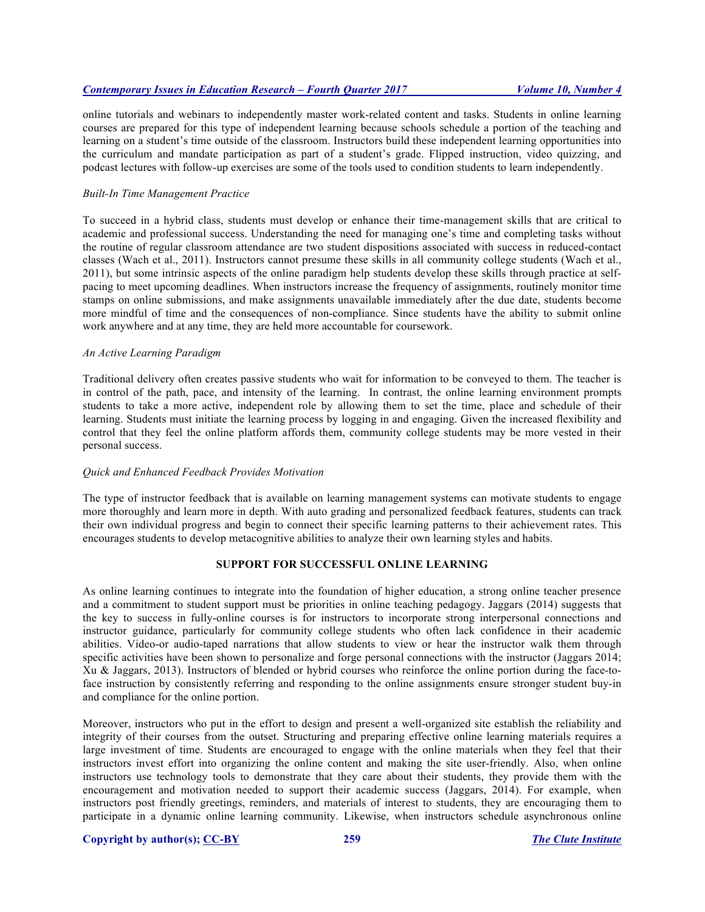online tutorials and webinars to independently master work-related content and tasks. Students in online learning courses are prepared for this type of independent learning because schools schedule a portion of the teaching and learning on a student's time outside of the classroom. Instructors build these independent learning opportunities into the curriculum and mandate participation as part of a student's grade. Flipped instruction, video quizzing, and podcast lectures with follow-up exercises are some of the tools used to condition students to learn independently.

*Built-In Time Management Practice*

To succeed in a hybrid class, students must develop or enhance their time-management skills that are critical to academic and professional success. Understanding the need for managing one's time and completing tasks without the routine of regular classroom attendance are two student dispositions associated with success in reduced-contact classes (Wach et al., 2011). Instructors cannot presume these skills in all community college students (Wach et al., 2011), but some intrinsic aspects of the online paradigm help students develop these skills through practice at self-pacing to meet upcoming deadlines. When instructors increase the frequency of assignments, routinely monitor time stamps on online submissions, and make assignments unavailable immediately after the due date, students become more mindful of time and the consequences of non-compliance. Since students have the ability to submit online work anywhere and at any time, they are held more accountable for coursework.

*An Active Learning Paradigm*

Traditional delivery often creates passive students who wait for information to be conveyed to them. The teacher is in control of the path, pace, and intensity of the learning. In contrast, the online learning environment prompts students to take a more active, independent role by allowing them to set the time, place and schedule of their learning. Students must initiate the learning process by logging in and engaging. Given the increased flexibility and control that they feel the online platform affords them, community college students may be more vested in their personal success.

*Quick and Enhanced Feedback Provides Motivation*

The type of instructor feedback that is available on learning management systems can motivate students to engage more thoroughly and learn more in depth. With auto grading and personalized feedback features, students can track their own individual progress and begin to connect their specific learning patterns to their achievement rates. This encourages students to develop metacognitive abilities to analyze their own learning styles and habits.

## SUPPORT FOR SUCCESSFUL ONLINE LEARNING

As online learning continues to integrate into the foundation of higher education, a strong online teacher presence and a commitment to student support must be priorities in online teaching pedagogy. Jaggars (2014) suggests that the key to success in fully-online courses is for instructors to incorporate strong interpersonal connections and instructor guidance, particularly for community college students who often lack confidence in their academic abilities. Video-or audio-taped narrations that allow students to view or hear the instructor walk them through specific activities have been shown to personalize and forge personal connections with the instructor (Jaggars 2014; Xu & Jaggars, 2013). Instructors of blended or hybrid courses who reinforce the online portion during the face-to-face instruction by consistently referring and responding to the online assignments ensure stronger student buy-in and compliance for the online portion.

Moreover, instructors who put in the effort to design and present a well-organized site establish the reliability and integrity of their courses from the outset. Structuring and preparing effective online learning materials requires a large investment of time. Students are encouraged to engage with the online materials when they feel that their instructors invest effort into organizing the online content and making the site user-friendly. Also, when online instructors use technology tools to demonstrate that they care about their students, they provide them with the encouragement and motivation needed to support their academic success (Jaggars, 2014). For example, when instructors post friendly greetings, reminders, and materials of interest to students, they are encouraging them to participate in a dynamic online learning community. Likewise, when instructors schedule asynchronous online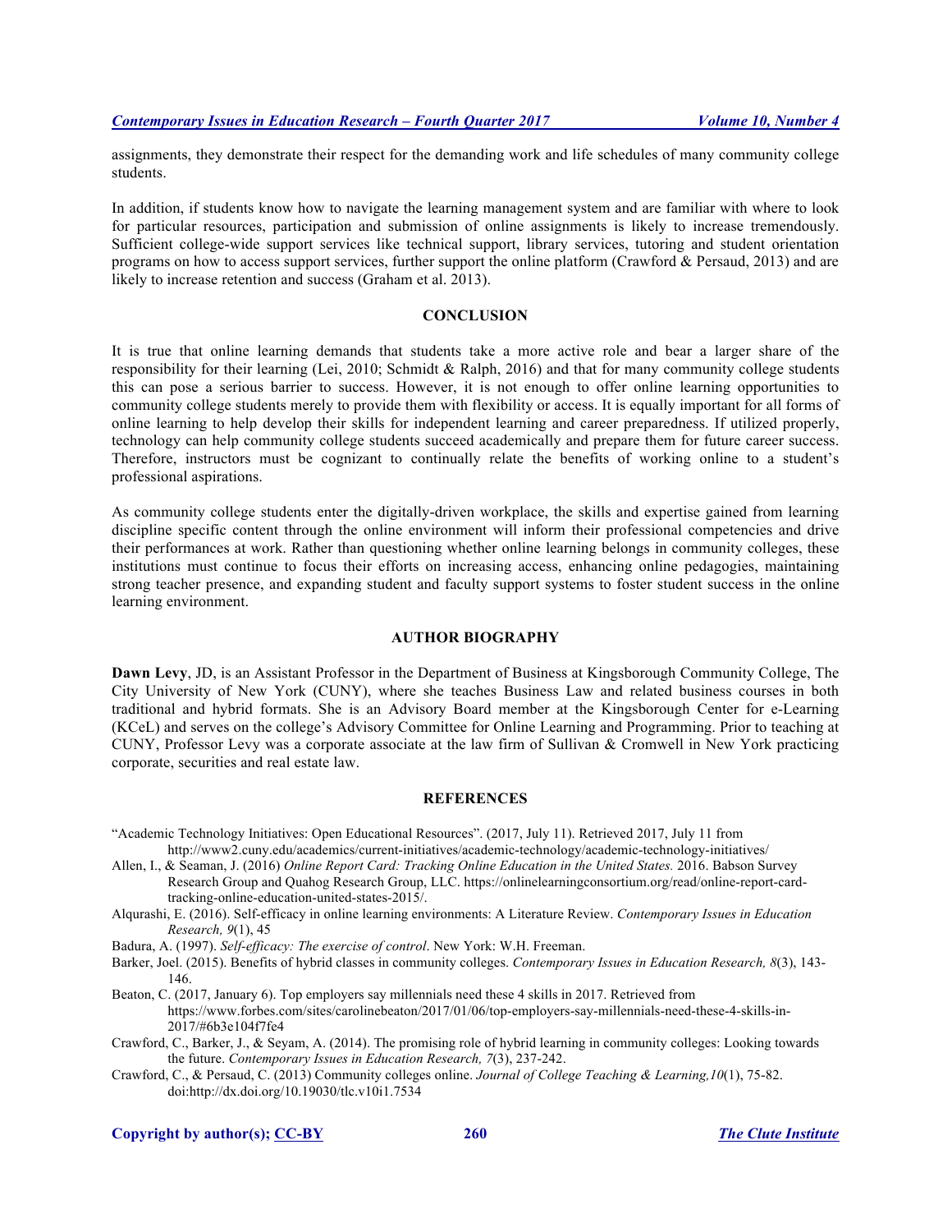assignments, they demonstrate their respect for the demanding work and life schedules of many community college students.

In addition, if students know how to navigate the learning management system and are familiar with where to look for particular resources, participation and submission of online assignments is likely to increase tremendously. Sufficient college-wide support services like technical support, library services, tutoring and student orientation programs on how to access support services, further support the online platform (Crawford & Persaud, 2013) and are likely to increase retention and success (Graham et al. 2013).

## CONCLUSION

It is true that online learning demands that students take a more active role and bear a larger share of the responsibility for their learning (Lei, 2010; Schmidt & Ralph, 2016) and that for many community college students this can pose a serious barrier to success. However, it is not enough to offer online learning opportunities to community college students merely to provide them with flexibility or access. It is equally important for all forms of online learning to help develop their skills for independent learning and career preparedness. If utilized properly, technology can help community college students succeed academically and prepare them for future career success. Therefore, instructors must be cognizant to continually relate the benefits of working online to a student's professional aspirations.

As community college students enter the digitally-driven workplace, the skills and expertise gained from learning discipline specific content through the online environment will inform their professional competencies and drive their performances at work. Rather than questioning whether online learning belongs in community colleges, these institutions must continue to focus their efforts on increasing access, enhancing online pedagogies, maintaining strong teacher presence, and expanding student and faculty support systems to foster student success in the online learning environment.

## AUTHOR BIOGRAPHY

**Dawn Levy**, JD, is an Assistant Professor in the Department of Business at Kingsborough Community College, The City University of New York (CUNY), where she teaches Business Law and related business courses in both traditional and hybrid formats. She is an Advisory Board member at the Kingsborough Center for e-Learning (KCeL) and serves on the college's Advisory Committee for Online Learning and Programming. Prior to teaching at CUNY, Professor Levy was a corporate associate at the law firm of Sullivan & Cromwell in New York practicing corporate, securities and real estate law.

## REFERENCES

"Academic Technology Initiatives: Open Educational Resources". (2017, July 11). Retrieved 2017, July 11 from http://www2.cuny.edu/academics/current-initiatives/academic-technology/academic-technology-initiatives/

Allen, I., & Seaman, J. (2016) *Online Report Card: Tracking Online Education in the United States.* 2016. Babson Survey Research Group and Quahog Research Group, LLC. https://onlinelearningconsortium.org/read/online-report-card-tracking-online-education-united-states-2015/.

Alqurashi, E. (2016). Self-efficacy in online learning environments: A Literature Review. *Contemporary Issues in Education Research, 9*(1), 45

Badura, A. (1997). *Self-efficacy: The exercise of control*. New York: W.H. Freeman.

Barker, Joel. (2015). Benefits of hybrid classes in community colleges. *Contemporary Issues in Education Research, 8*(3), 143-146.

Beaton, C. (2017, January 6). Top employers say millennials need these 4 skills in 2017. Retrieved from https://www.forbes.com/sites/carolinebeaton/2017/01/06/top-employers-say-millennials-need-these-4-skills-in-2017/#6b3e104f7fe4

Crawford, C., Barker, J., & Seyam, A. (2014). The promising role of hybrid learning in community colleges: Looking towards the future. *Contemporary Issues in Education Research, 7*(3), 237-242.

Crawford, C., & Persaud, C. (2013) Community colleges online. *Journal of College Teaching & Learning,10*(1), 75-82. doi:http://dx.doi.org/10.19030/tlc.v10i1.7534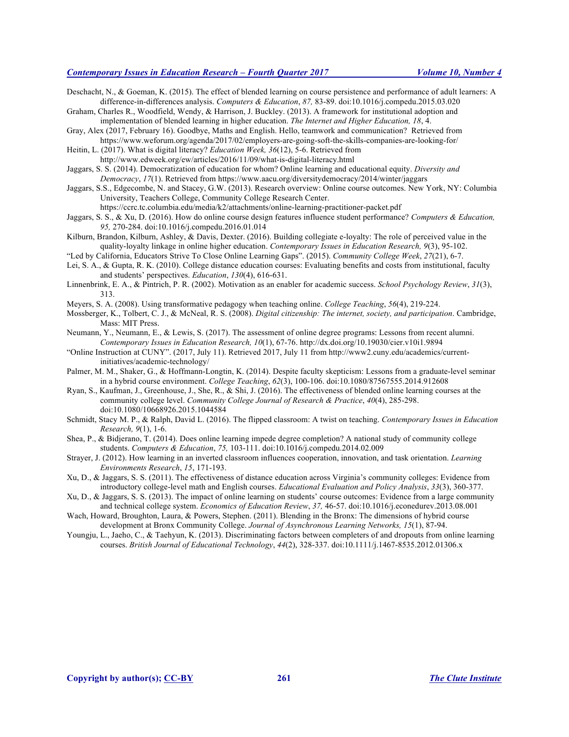Deschacht, N., & Goeman, K. (2015). The effect of blended learning on course persistence and performance of adult learners: A difference-in-differences analysis. *Computers & Education*, *87,* 83-89. doi:10.1016/j.compedu.2015.03.020

Graham, Charles R., Woodfield, Wendy, & Harrison, J. Buckley. (2013). A framework for institutional adoption and implementation of blended learning in higher education. *The Internet and Higher Education, 18*, 4.

Gray, Alex (2017, February 16). Goodbye, Maths and English. Hello, teamwork and communication? Retrieved from https://www.weforum.org/agenda/2017/02/employers-are-going-soft-the-skills-companies-are-looking-for/

Heitin, L. (2017). What is digital literacy? *Education Week, 36*(12), 5-6. Retrieved from http://www.edweek.org/ew/articles/2016/11/09/what-is-digital-literacy.html

Jaggars, S. S. (2014). Democratization of education for whom? Online learning and educational equity. *Diversity and Democracy*, *17*(1). Retrieved from https://www.aacu.org/diversitydemocracy/2014/winter/jaggars

Jaggars, S.S., Edgecombe, N. and Stacey, G.W. (2013). Research overview: Online course outcomes. New York, NY: Columbia University, Teachers College, Community College Research Center. https://ccrc.tc.columbia.edu/media/k2/attachments/online-learning-practitioner-packet.pdf

Jaggars, S. S., & Xu, D. (2016). How do online course design features influence student performance? *Computers & Education, 95,* 270-284. doi:10.1016/j.compedu.2016.01.014

Kilburn, Brandon, Kilburn, Ashley, & Davis, Dexter. (2016). Building collegiate e-loyalty: The role of perceived value in the quality-loyalty linkage in online higher education. *Contemporary Issues in Education Research, 9*(3), 95-102.

"Led by California, Educators Strive To Close Online Learning Gaps". (2015). *Community College Week*, *27*(21), 6-7.

Lei, S. A., & Gupta, R. K. (2010). College distance education courses: Evaluating benefits and costs from institutional, faculty and students' perspectives. *Education*, *130*(4), 616-631.

Linnenbrink, E. A., & Pintrich, P. R. (2002). Motivation as an enabler for academic success. *School Psychology Review*, *31*(3), 313.

Meyers, S. A. (2008). Using transformative pedagogy when teaching online. *College Teaching*, *56*(4), 219-224.

Mossberger, K., Tolbert, C. J., & McNeal, R. S. (2008). *Digital citizenship: The internet, society, and participation*. Cambridge, Mass: MIT Press.

Neumann, Y., Neumann, E., & Lewis, S. (2017). The assessment of online degree programs: Lessons from recent alumni. *Contemporary Issues in Education Research, 10*(1), 67-76. http://dx.doi.org/10.19030/cier.v10i1.9894

"Online Instruction at CUNY". (2017, July 11). Retrieved 2017, July 11 from http://www2.cuny.edu/academics/current-initiatives/academic-technology/

Palmer, M. M., Shaker, G., & Hoffmann-Longtin, K. (2014). Despite faculty skepticism: Lessons from a graduate-level seminar in a hybrid course environment. *College Teaching*, *62*(3), 100-106. doi:10.1080/87567555.2014.912608

Ryan, S., Kaufman, J., Greenhouse, J., She, R., & Shi, J. (2016). The effectiveness of blended online learning courses at the community college level. *Community College Journal of Research & Practice*, *40*(4), 285-298. doi:10.1080/10668926.2015.1044584

Schmidt, Stacy M. P., & Ralph, David L. (2016). The flipped classroom: A twist on teaching. *Contemporary Issues in Education Research, 9*(1), 1-6.

Shea, P., & Bidjerano, T. (2014). Does online learning impede degree completion? A national study of community college students. *Computers & Education*, *75,* 103-111. doi:10.1016/j.compedu.2014.02.009

Strayer, J. (2012). How learning in an inverted classroom influences cooperation, innovation, and task orientation. *Learning Environments Research*, *15*, 171-193.

Xu, D., & Jaggars, S. S. (2011). The effectiveness of distance education across Virginia's community colleges: Evidence from introductory college-level math and English courses. *Educational Evaluation and Policy Analysis*, *33*(3), 360-377.

Xu, D., & Jaggars, S. S. (2013). The impact of online learning on students' course outcomes: Evidence from a large community and technical college system. *Economics of Education Review*, *37,* 46-57. doi:10.1016/j.econedurev.2013.08.001

Wach, Howard, Broughton, Laura, & Powers, Stephen. (2011). Blending in the Bronx: The dimensions of hybrid course development at Bronx Community College. *Journal of Asynchronous Learning Networks, 15*(1), 87-94.

Youngju, L., Jaeho, C., & Taehyun, K. (2013). Discriminating factors between completers of and dropouts from online learning courses. *British Journal of Educational Technology*, *44*(2), 328-337. doi:10.1111/j.1467-8535.2012.01306.x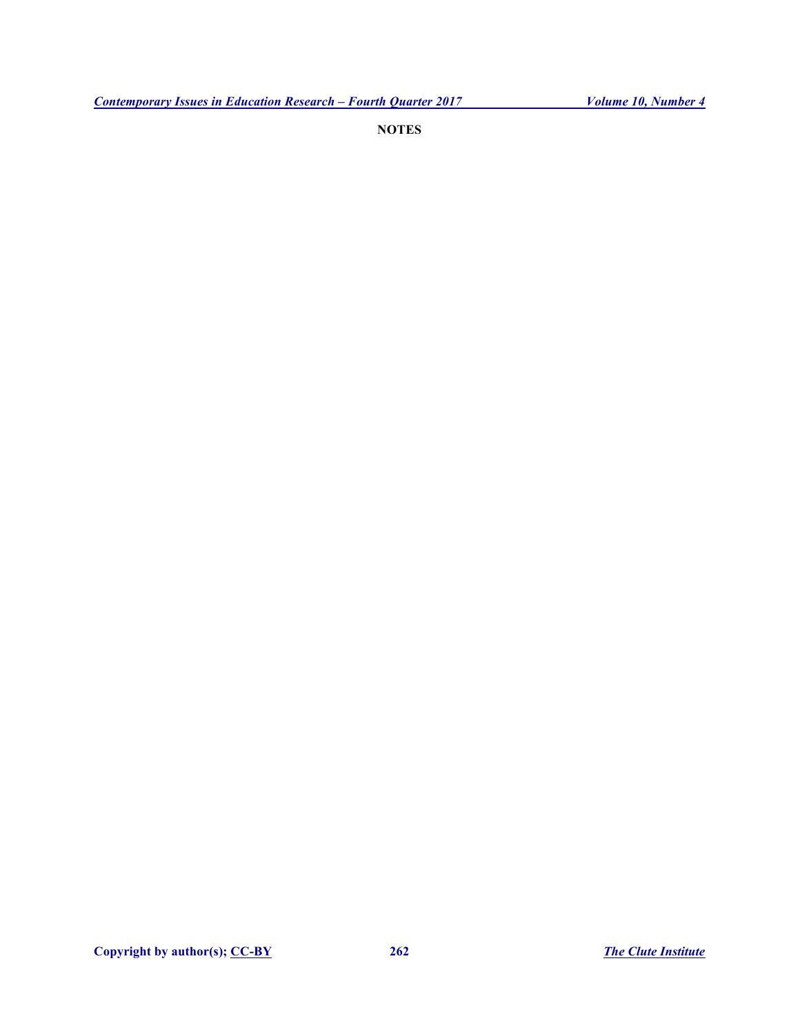**NOTES**